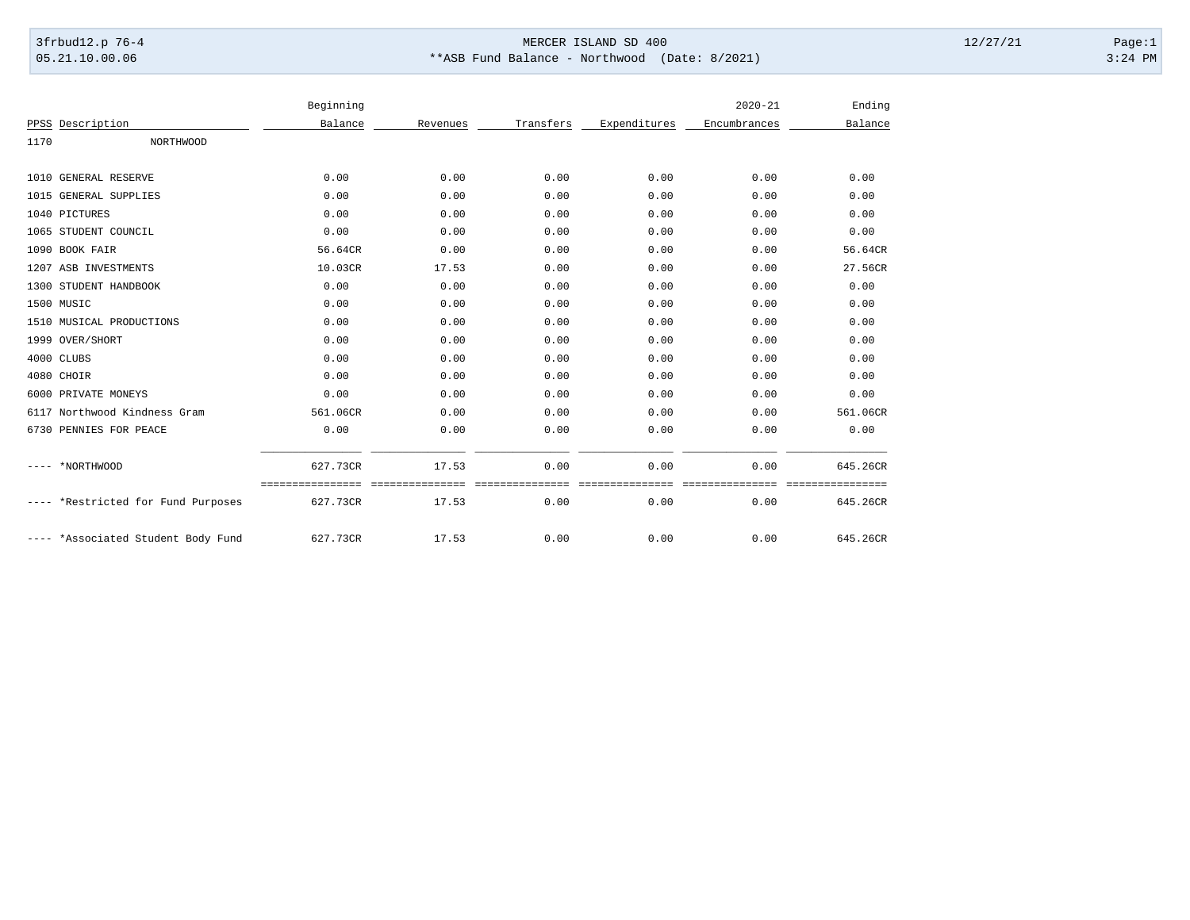MERCER ISLAND SD 400

**ASB Fund Balance - Northwood (Date: 8/2021)

3frbud12.p 76-4
05.21.10.00.06

12/27/21
3:24 PM

| PPSS | Description | Beginning Balance | Revenues | Transfers | Expenditures | 2020-21 Encumbrances | Ending Balance |
|---|---|---|---|---|---|---|---|
| 1170 | NORTHWOOD | | | | | | |
| 1010 | GENERAL RESERVE | 0.00 | 0.00 | 0.00 | 0.00 | 0.00 | 0.00 |
| 1015 | GENERAL SUPPLIES | 0.00 | 0.00 | 0.00 | 0.00 | 0.00 | 0.00 |
| 1040 | PICTURES | 0.00 | 0.00 | 0.00 | 0.00 | 0.00 | 0.00 |
| 1065 | STUDENT COUNCIL | 0.00 | 0.00 | 0.00 | 0.00 | 0.00 | 0.00 |
| 1090 | BOOK FAIR | 56.64CR | 0.00 | 0.00 | 0.00 | 0.00 | 56.64CR |
| 1207 | ASB INVESTMENTS | 10.03CR | 17.53 | 0.00 | 0.00 | 0.00 | 27.56CR |
| 1300 | STUDENT HANDBOOK | 0.00 | 0.00 | 0.00 | 0.00 | 0.00 | 0.00 |
| 1500 | MUSIC | 0.00 | 0.00 | 0.00 | 0.00 | 0.00 | 0.00 |
| 1510 | MUSICAL PRODUCTIONS | 0.00 | 0.00 | 0.00 | 0.00 | 0.00 | 0.00 |
| 1999 | OVER/SHORT | 0.00 | 0.00 | 0.00 | 0.00 | 0.00 | 0.00 |
| 4000 | CLUBS | 0.00 | 0.00 | 0.00 | 0.00 | 0.00 | 0.00 |
| 4080 | CHOIR | 0.00 | 0.00 | 0.00 | 0.00 | 0.00 | 0.00 |
| 6000 | PRIVATE MONEYS | 0.00 | 0.00 | 0.00 | 0.00 | 0.00 | 0.00 |
| 6117 | Northwood Kindness Gram | 561.06CR | 0.00 | 0.00 | 0.00 | 0.00 | 561.06CR |
| 6730 | PENNIES FOR PEACE | 0.00 | 0.00 | 0.00 | 0.00 | 0.00 | 0.00 |
| ---- | *NORTHWOOD | 627.73CR | 17.53 | 0.00 | 0.00 | 0.00 | 645.26CR |
| ---- | *Restricted for Fund Purposes | 627.73CR | 17.53 | 0.00 | 0.00 | 0.00 | 645.26CR |
| ---- | *Associated Student Body Fund | 627.73CR | 17.53 | 0.00 | 0.00 | 0.00 | 645.26CR |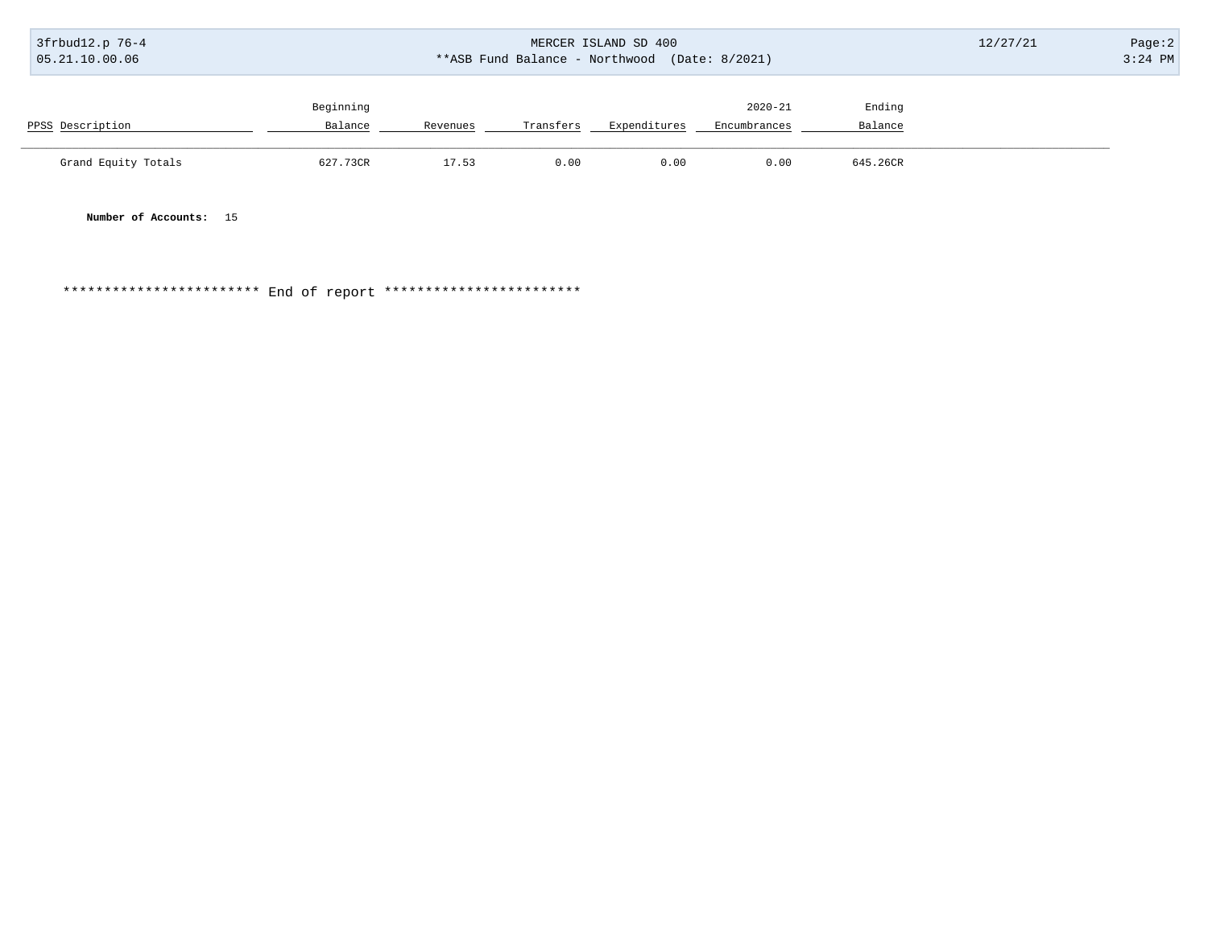| PPSS Description | Beginning Balance | Revenues | Transfers | Expenditures | 2020-21 Encumbrances | Ending Balance |
|---|---|---|---|---|---|---|
| Grand Equity Totals | 627.73CR | 17.53 | 0.00 | 0.00 | 0.00 | 645.26CR |

**Number of Accounts:** 15

************************ End of report ************************